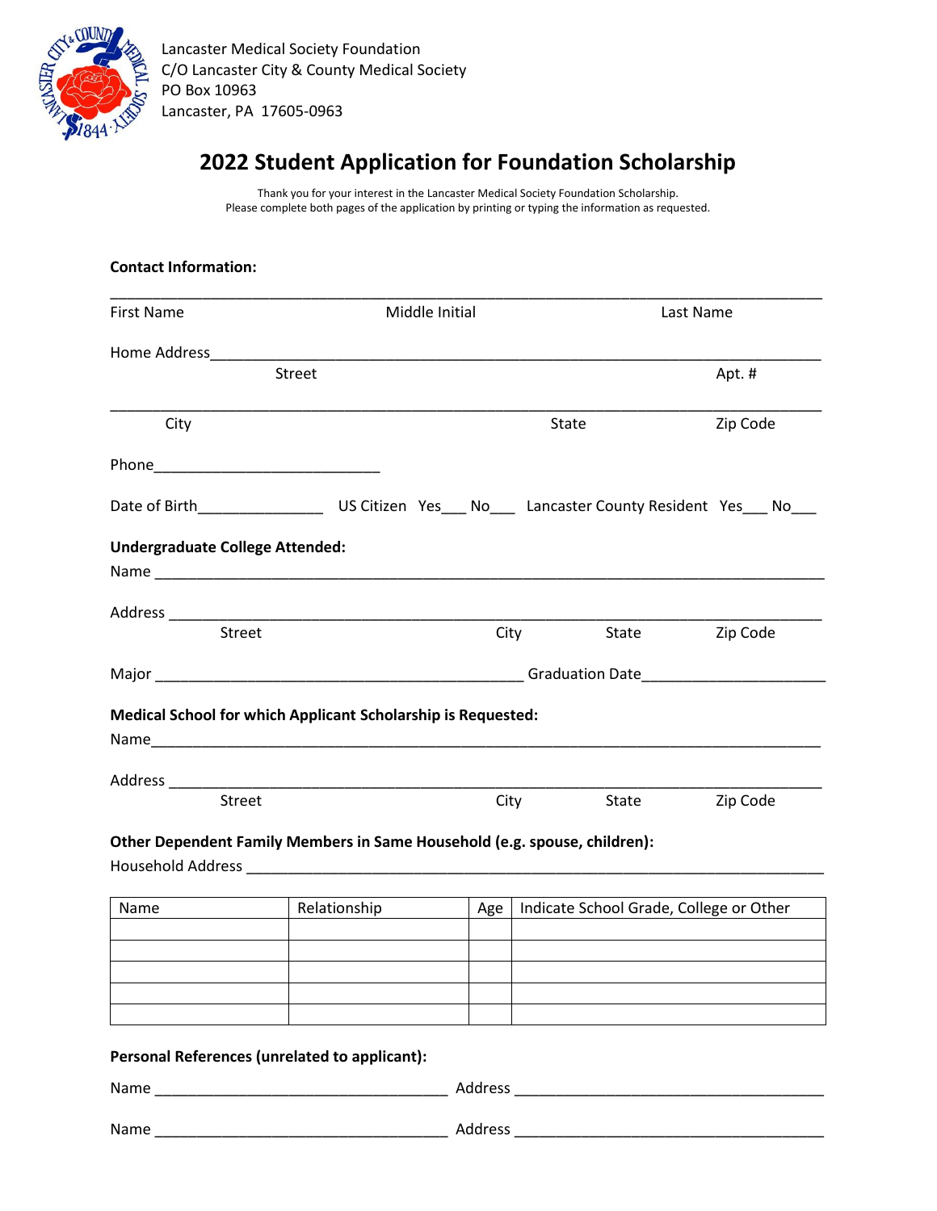Lancaster Medical Society Foundation
C/O Lancaster City & County Medical Society
PO Box 10963
Lancaster, PA 17605-0963

# 2022 Student Application for Foundation Scholarship

Thank you for your interest in the Lancaster Medical Society Foundation Scholarship.
Please complete both pages of the application by printing or typing the information as requested.

**Contact Information:**

_____________________________________________________________________________
First Name Middle Initial Last Name

Home Address_________________________________________________________________
Street Apt. #

_____________________________________________________________________________
City State Zip Code

Phone___________________________

Date of Birth_______________ US Citizen Yes___ No___ Lancaster County Resident Yes___ No___

**Undergraduate College Attended:**

Name _______________________________________________________________________

Address _____________________________________________________________________
Street City State Zip Code

Major ____________________________________________ Graduation Date_____________________

**Medical School for which Applicant Scholarship is Requested:**

Name_______________________________________________________________________

Address _____________________________________________________________________
Street City State Zip Code

**Other Dependent Family Members in Same Household (e.g. spouse, children):**

Household Address ___________________________________________________________

| Name | Relationship | Age | Indicate School Grade, College or Other |
|---|---|---|---|
| | | | |
| | | | |
| | | | |
| | | | |
| | | | |

**Personal References (unrelated to applicant):**

Name __________________________________ Address ____________________________________

Name __________________________________ Address ____________________________________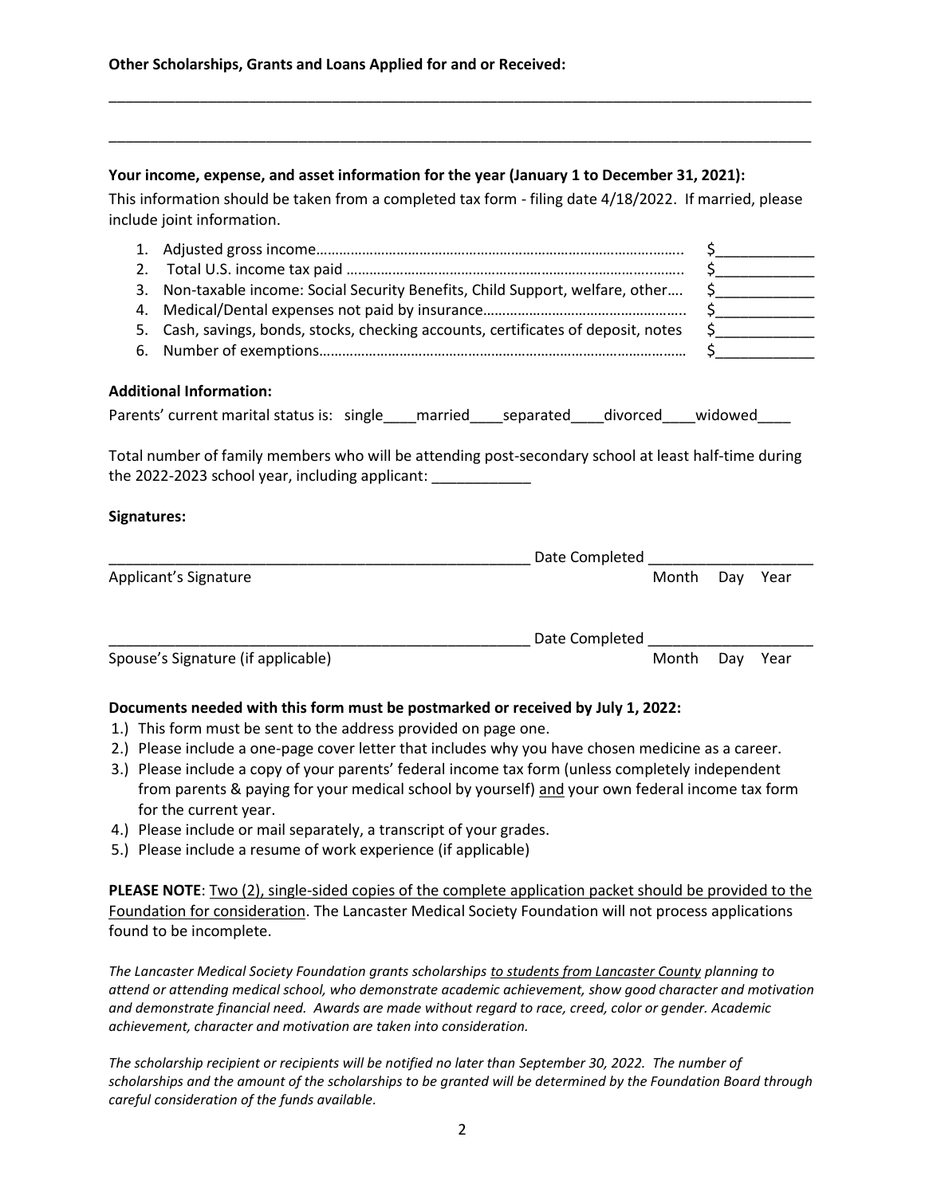**Other Scholarships, Grants and Loans Applied for and or Received:**

_____________________________________________________________________________________

_____________________________________________________________________________________

**Your income, expense, and asset information for the year (January 1 to December 31, 2021):**

This information should be taken from a completed tax form - filing date 4/18/2022. If married, please include joint information.

1. Adjusted gross income………………………………………………………………………………….. $___________
2. Total U.S. income tax paid ……………………………………………………………………………... $___________
3. Non-taxable income: Social Security Benefits, Child Support, welfare, other…. $___________
4. Medical/Dental expenses not paid by insurance…………………………………………….. $___________
5. Cash, savings, bonds, stocks, checking accounts, certificates of deposit, notes $___________
6. Number of exemptions…………………………………………………………………………………… $___________

**Additional Information:**

Parents' current marital status is: single____married____separated____divorced____widowed____

Total number of family members who will be attending post-secondary school at least half-time during the 2022-2023 school year, including applicant: ___________

**Signatures:**

___________________________________________________ Date Completed ___________________

Applicant's Signature Month Day Year

___________________________________________________ Date Completed ___________________

Spouse's Signature (if applicable) Month Day Year

**Documents needed with this form must be postmarked or received by July 1, 2022:**

1.) This form must be sent to the address provided on page one.
2.) Please include a one-page cover letter that includes why you have chosen medicine as a career.
3.) Please include a copy of your parents' federal income tax form (unless completely independent from parents & paying for your medical school by yourself) and your own federal income tax form for the current year.
4.) Please include or mail separately, a transcript of your grades.
5.) Please include a resume of work experience (if applicable)

**PLEASE NOTE**: Two (2), single-sided copies of the complete application packet should be provided to the Foundation for consideration. The Lancaster Medical Society Foundation will not process applications found to be incomplete.

*The Lancaster Medical Society Foundation grants scholarships to students from Lancaster County planning to attend or attending medical school, who demonstrate academic achievement, show good character and motivation and demonstrate financial need. Awards are made without regard to race, creed, color or gender. Academic achievement, character and motivation are taken into consideration.*

*The scholarship recipient or recipients will be notified no later than September 30, 2022. The number of scholarships and the amount of the scholarships to be granted will be determined by the Foundation Board through careful consideration of the funds available.*